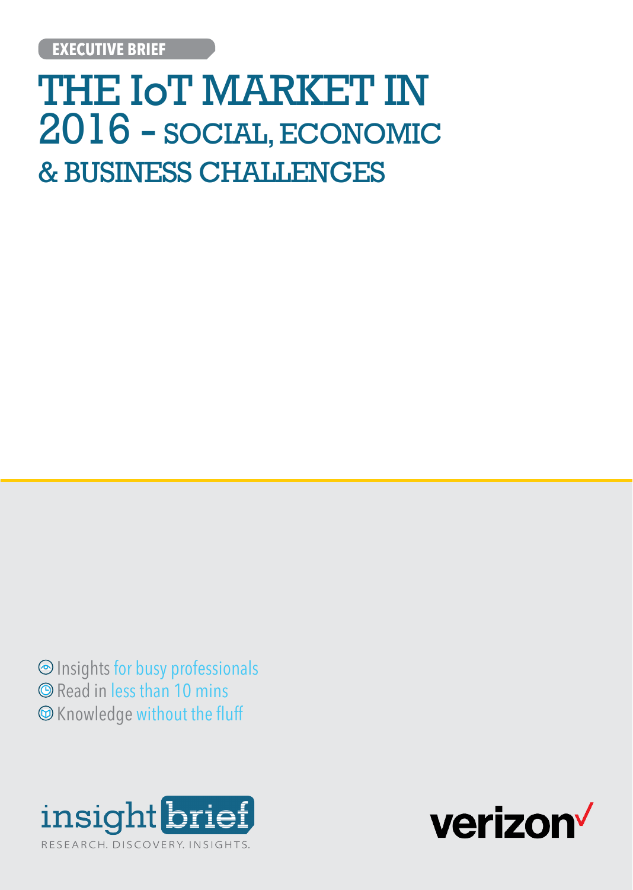EXECUTIVE BRIEF

# THE IoT MARKET IN 2016 - SOCIAL, ECONOMIC & BUSINESS CHALLENGES

- Insights for busy professionals
- Read in less than 10 mins
- Knowledge without the fluff

insight brief
RESEARCH. DISCOVERY. INSIGHTS.

verizon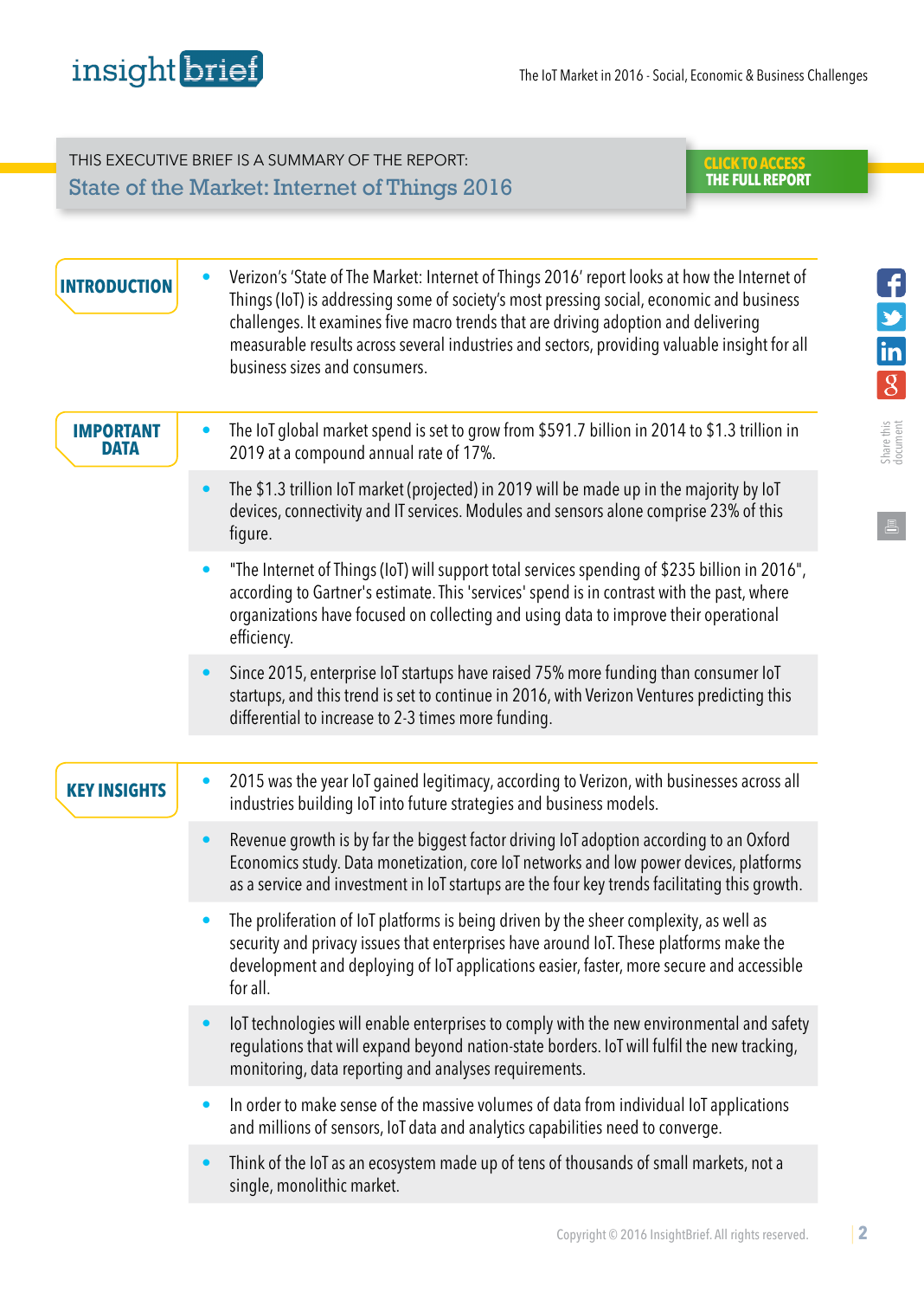THIS EXECUTIVE BRIEF IS A SUMMARY OF THE REPORT:

**State of the Market: Internet of Things 2016**

CLICK TO ACCESS THE FULL REPORT

## INTRODUCTION

- Verizon's 'State of The Market: Internet of Things 2016' report looks at how the Internet of Things (IoT) is addressing some of society's most pressing social, economic and business challenges. It examines five macro trends that are driving adoption and delivering measurable results across several industries and sectors, providing valuable insight for all business sizes and consumers.

## IMPORTANT DATA

- The IoT global market spend is set to grow from $591.7 billion in 2014 to $1.3 trillion in 2019 at a compound annual rate of 17%.
- The $1.3 trillion IoT market (projected) in 2019 will be made up in the majority by IoT devices, connectivity and IT services. Modules and sensors alone comprise 23% of this figure.
- "The Internet of Things (IoT) will support total services spending of $235 billion in 2016", according to Gartner's estimate. This 'services' spend is in contrast with the past, where organizations have focused on collecting and using data to improve their operational efficiency.
- Since 2015, enterprise IoT startups have raised 75% more funding than consumer IoT startups, and this trend is set to continue in 2016, with Verizon Ventures predicting this differential to increase to 2-3 times more funding.

## KEY INSIGHTS

- 2015 was the year IoT gained legitimacy, according to Verizon, with businesses across all industries building IoT into future strategies and business models.
- Revenue growth is by far the biggest factor driving IoT adoption according to an Oxford Economics study. Data monetization, core IoT networks and low power devices, platforms as a service and investment in IoT startups are the four key trends facilitating this growth.
- The proliferation of IoT platforms is being driven by the sheer complexity, as well as security and privacy issues that enterprises have around IoT. These platforms make the development and deploying of IoT applications easier, faster, more secure and accessible for all.
- IoT technologies will enable enterprises to comply with the new environmental and safety regulations that will expand beyond nation-state borders. IoT will fulfil the new tracking, monitoring, data reporting and analyses requirements.
- In order to make sense of the massive volumes of data from individual IoT applications and millions of sensors, IoT data and analytics capabilities need to converge.
- Think of the IoT as an ecosystem made up of tens of thousands of small markets, not a single, monolithic market.

Copyright © 2016 InsightBrief. All rights reserved.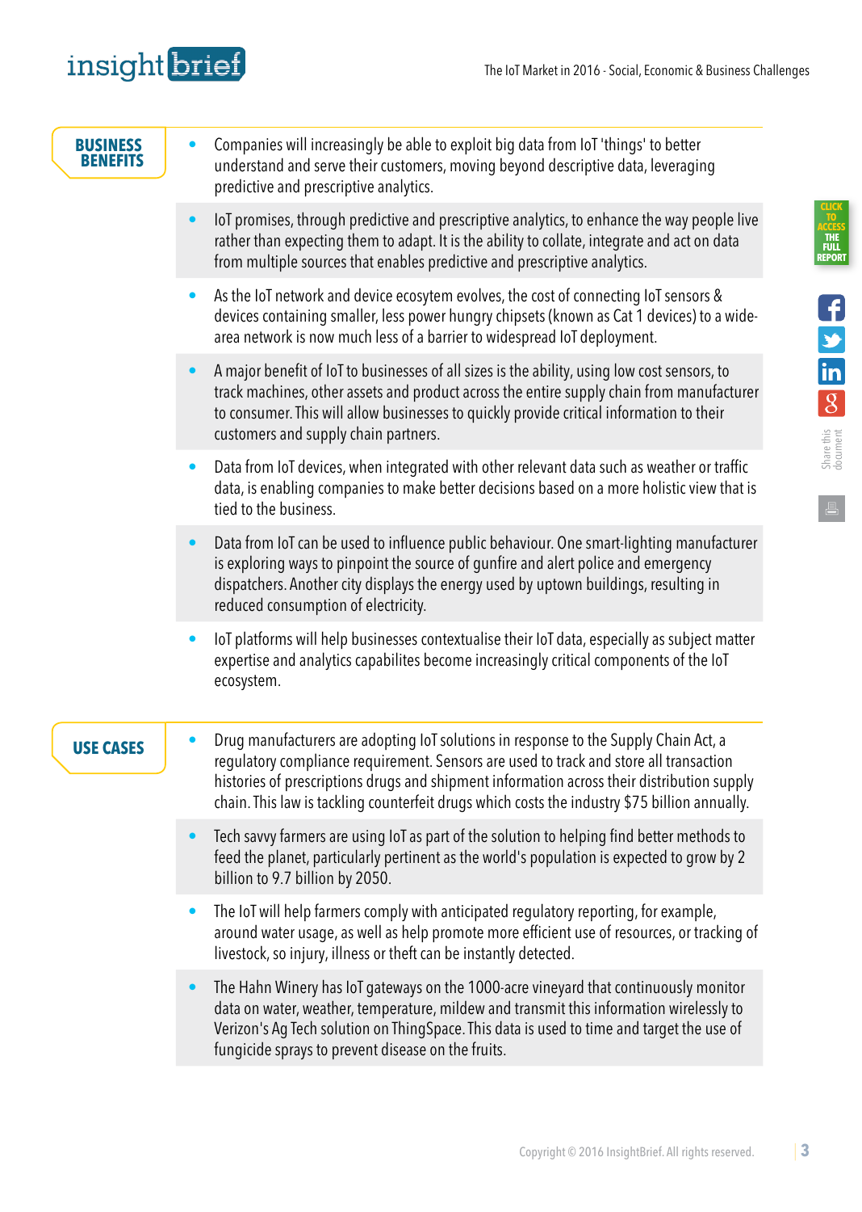## BUSINESS BENEFITS

- Companies will increasingly be able to exploit big data from IoT 'things' to better understand and serve their customers, moving beyond descriptive data, leveraging predictive and prescriptive analytics.
- IoT promises, through predictive and prescriptive analytics, to enhance the way people live rather than expecting them to adapt. It is the ability to collate, integrate and act on data from multiple sources that enables predictive and prescriptive analytics.
- As the IoT network and device ecosytem evolves, the cost of connecting IoT sensors & devices containing smaller, less power hungry chipsets (known as Cat 1 devices) to a wide-area network is now much less of a barrier to widespread IoT deployment.
- A major benefit of IoT to businesses of all sizes is the ability, using low cost sensors, to track machines, other assets and product across the entire supply chain from manufacturer to consumer. This will allow businesses to quickly provide critical information to their customers and supply chain partners.
- Data from IoT devices, when integrated with other relevant data such as weather or traffic data, is enabling companies to make better decisions based on a more holistic view that is tied to the business.
- Data from IoT can be used to influence public behaviour. One smart-lighting manufacturer is exploring ways to pinpoint the source of gunfire and alert police and emergency dispatchers. Another city displays the energy used by uptown buildings, resulting in reduced consumption of electricity.
- IoT platforms will help businesses contextualise their IoT data, especially as subject matter expertise and analytics capabilites become increasingly critical components of the IoT ecosystem.

## USE CASES

- Drug manufacturers are adopting IoT solutions in response to the Supply Chain Act, a regulatory compliance requirement. Sensors are used to track and store all transaction histories of prescriptions drugs and shipment information across their distribution supply chain. This law is tackling counterfeit drugs which costs the industry $75 billion annually.
- Tech savvy farmers are using IoT as part of the solution to helping find better methods to feed the planet, particularly pertinent as the world's population is expected to grow by 2 billion to 9.7 billion by 2050.
- The IoT will help farmers comply with anticipated regulatory reporting, for example, around water usage, as well as help promote more efficient use of resources, or tracking of livestock, so injury, illness or theft can be instantly detected.
- The Hahn Winery has IoT gateways on the 1000-acre vineyard that continuously monitor data on water, weather, temperature, mildew and transmit this information wirelessly to Verizon's Ag Tech solution on ThingSpace. This data is used to time and target the use of fungicide sprays to prevent disease on the fruits.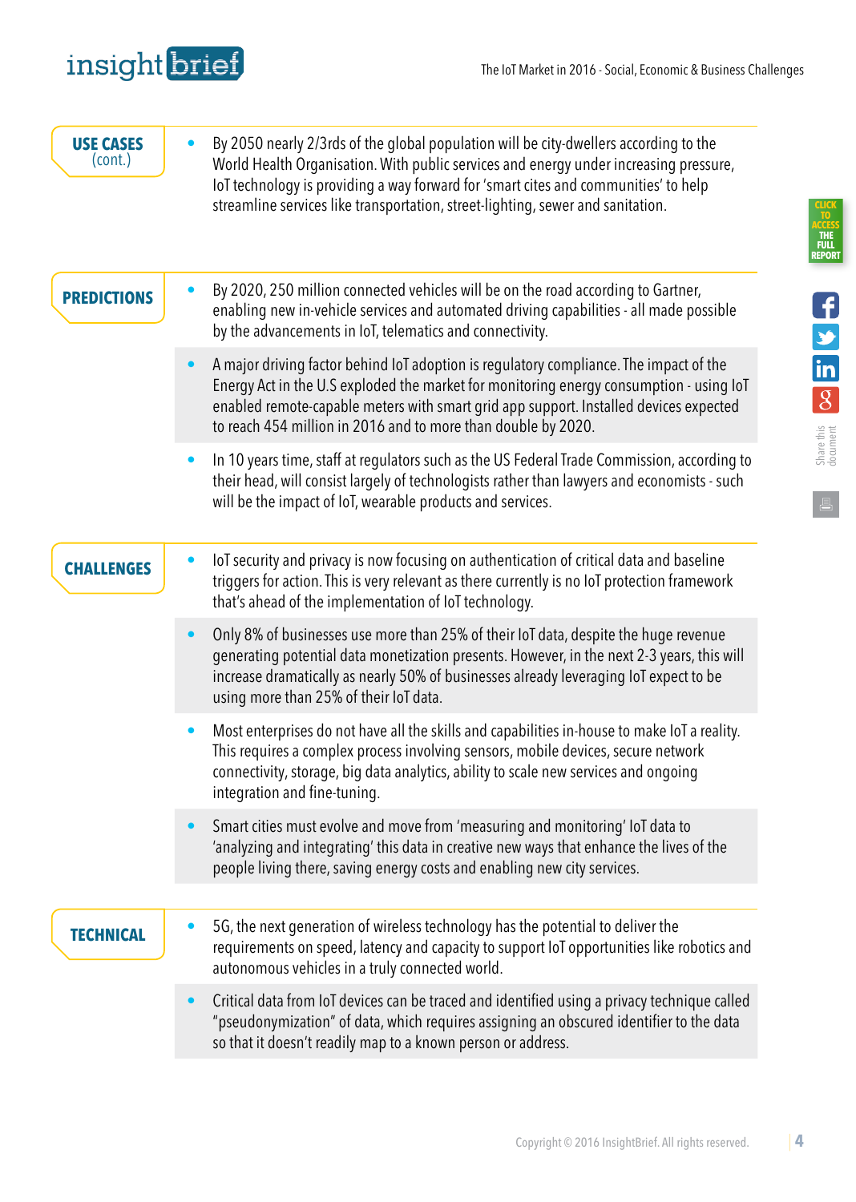## USE CASES (cont.)

- By 2050 nearly 2/3rds of the global population will be city-dwellers according to the World Health Organisation. With public services and energy under increasing pressure, IoT technology is providing a way forward for 'smart cites and communities' to help streamline services like transportation, street-lighting, sewer and sanitation.

## PREDICTIONS

- By 2020, 250 million connected vehicles will be on the road according to Gartner, enabling new in-vehicle services and automated driving capabilities - all made possible by the advancements in IoT, telematics and connectivity.
- A major driving factor behind IoT adoption is regulatory compliance. The impact of the Energy Act in the U.S exploded the market for monitoring energy consumption - using IoT enabled remote-capable meters with smart grid app support. Installed devices expected to reach 454 million in 2016 and to more than double by 2020.
- In 10 years time, staff at regulators such as the US Federal Trade Commission, according to their head, will consist largely of technologists rather than lawyers and economists - such will be the impact of IoT, wearable products and services.

## CHALLENGES

- IoT security and privacy is now focusing on authentication of critical data and baseline triggers for action. This is very relevant as there currently is no IoT protection framework that's ahead of the implementation of IoT technology.
- Only 8% of businesses use more than 25% of their IoT data, despite the huge revenue generating potential data monetization presents. However, in the next 2-3 years, this will increase dramatically as nearly 50% of businesses already leveraging IoT expect to be using more than 25% of their IoT data.
- Most enterprises do not have all the skills and capabilities in-house to make IoT a reality. This requires a complex process involving sensors, mobile devices, secure network connectivity, storage, big data analytics, ability to scale new services and ongoing integration and fine-tuning.
- Smart cities must evolve and move from 'measuring and monitoring' IoT data to 'analyzing and integrating' this data in creative new ways that enhance the lives of the people living there, saving energy costs and enabling new city services.

## TECHNICAL

- 5G, the next generation of wireless technology has the potential to deliver the requirements on speed, latency and capacity to support IoT opportunities like robotics and autonomous vehicles in a truly connected world.
- Critical data from IoT devices can be traced and identified using a privacy technique called "pseudonymization" of data, which requires assigning an obscured identifier to the data so that it doesn't readily map to a known person or address.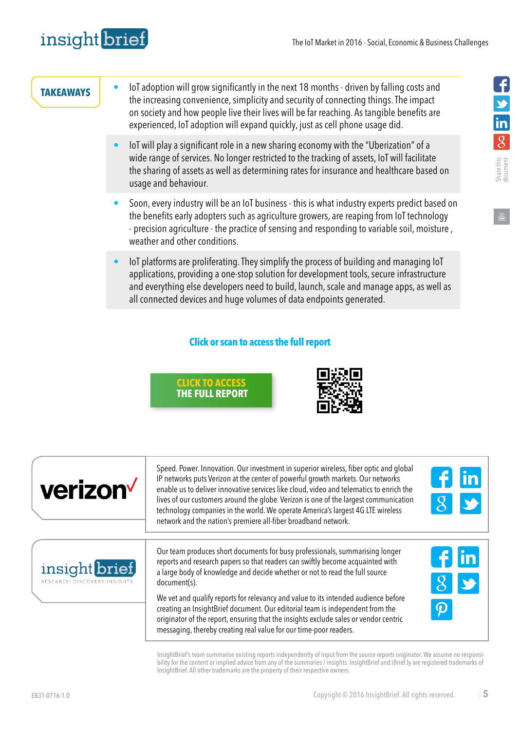## TAKEAWAYS

- IoT adoption will grow significantly in the next 18 months - driven by falling costs and the increasing convenience, simplicity and security of connecting things. The impact on society and how people live their lives will be far reaching. As tangible benefits are experienced, IoT adoption will expand quickly, just as cell phone usage did.
- IoT will play a significant role in a new sharing economy with the "Uberization" of a wide range of services. No longer restricted to the tracking of assets, IoT will facilitate the sharing of assets as well as determining rates for insurance and healthcare based on usage and behaviour.
- Soon, every industry will be an IoT business - this is what industry experts predict based on the benefits early adopters such as agriculture growers, are reaping from IoT technology - precision agriculture - the practice of sensing and responding to variable soil, moisture , weather and other conditions.
- IoT platforms are proliferating. They simplify the process of building and managing IoT applications, providing a one-stop solution for development tools, secure infrastructure and everything else developers need to build, launch, scale and manage apps, as well as all connected devices and huge volumes of data endpoints generated.

**Click or scan to access the full report**

**CLICK TO ACCESS THE FULL REPORT**

**verizon**

Speed. Power. Innovation. Our investment in superior wireless, fiber optic and global IP networks puts Verizon at the center of powerful growth markets. Our networks enable us to deliver innovative services like cloud, video and telematics to enrich the lives of our customers around the globe. Verizon is one of the largest communication technology companies in the world. We operate America's largest 4G LTE wireless network and the nation's premiere all-fiber broadband network.

**insight brief**
RESEARCH. DISCOVERY. INSIGHTS.

Our team produces short documents for busy professionals, summarising longer reports and research papers so that readers can swiftly become acquainted with a large body of knowledge and decide whether or not to read the full source document(s).

We vet and qualify reports for relevancy and value to its intended audience before creating an InsightBrief document. Our editorial team is independent from the originator of the report, ensuring that the insights exclude sales or vendor centric messaging, thereby creating real value for our time-poor readers.

InsightBrief's team summarise existing reports independently of input from the source reports originator. We assume no responsibility for the content or implied advice from any of the summaries / insights. InsightBrief and iBrief.ly are registered trademarks of InsightBrief. All other trademarks are the property of their respective owners.

EB31-0716-1.0

Copyright © 2016 InsightBrief. All rights reserved.